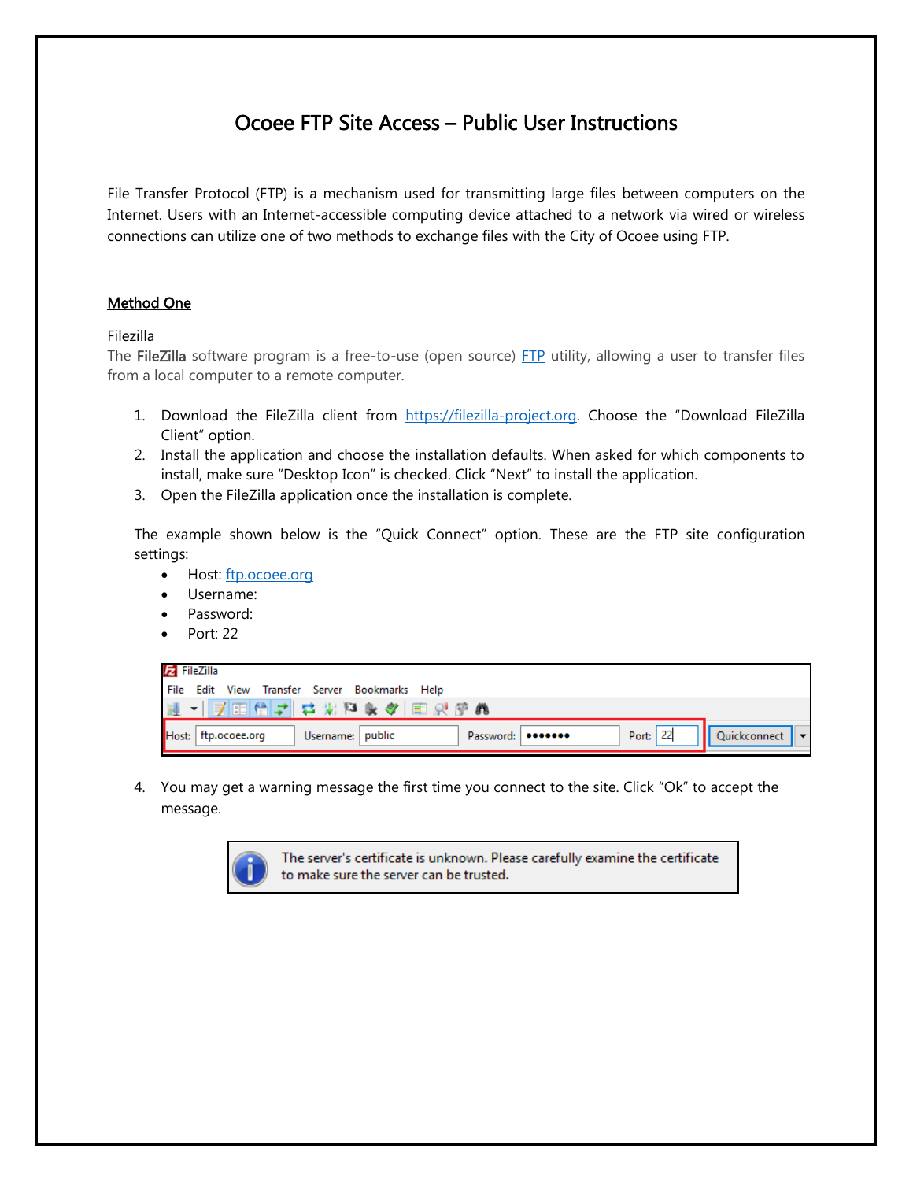# Ocoee FTP Site Access – Public User Instructions

File Transfer Protocol (FTP) is a mechanism used for transmitting large files between computers on the Internet. Users with an Internet-accessible computing device attached to a network via wired or wireless connections can utilize one of two methods to exchange files with the City of Ocoee using FTP.

## Method One

Filezilla

The **FileZilla** software program is a free-to-use (open source) FTP utility, allowing a user to transfer files from a local computer to a remote computer.

1. Download the FileZilla client from https://filezilla-project.org. Choose the "Download FileZilla Client" option.
2. Install the application and choose the installation defaults. When asked for which components to install, make sure "Desktop Icon" is checked. Click "Next" to install the application.
3. Open the FileZilla application once the installation is complete.

The example shown below is the "Quick Connect" option. These are the FTP site configuration settings:

- Host: ftp.ocoee.org
- Username:
- Password:
- Port: 22

4. You may get a warning message the first time you connect to the site. Click "Ok" to accept the message.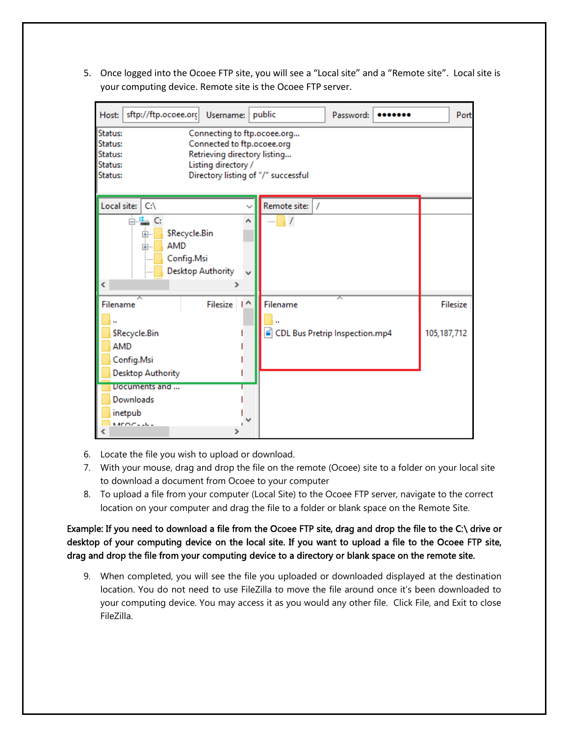5. Once logged into the Ocoee FTP site, you will see a "Local site" and a "Remote site". Local site is your computing device. Remote site is the Ocoee FTP server.

6. Locate the file you wish to upload or download.
7. With your mouse, drag and drop the file on the remote (Ocoee) site to a folder on your local site to download a document from Ocoee to your computer
8. To upload a file from your computer (Local Site) to the Ocoee FTP server, navigate to the correct location on your computer and drag the file to a folder or blank space on the Remote Site.

**Example: If you need to download a file from the Ocoee FTP site, drag and drop the file to the C:\ drive or desktop of your computing device on the local site. If you want to upload a file to the Ocoee FTP site, drag and drop the file from your computing device to a directory or blank space on the remote site.**

9. When completed, you will see the file you uploaded or downloaded displayed at the destination location. You do not need to use FileZilla to move the file around once it's been downloaded to your computing device. You may access it as you would any other file. Click File, and Exit to close FileZilla.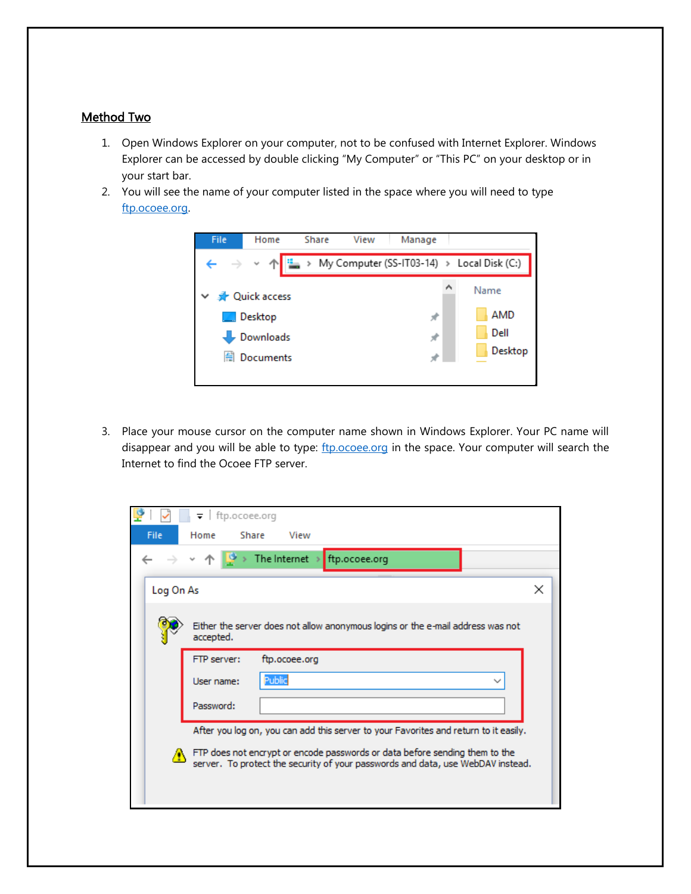**Method Two**

1. Open Windows Explorer on your computer, not to be confused with Internet Explorer. Windows Explorer can be accessed by double clicking "My Computer" or "This PC" on your desktop or in your start bar.
2. You will see the name of your computer listed in the space where you will need to type ftp.ocoee.org.

3. Place your mouse cursor on the computer name shown in Windows Explorer. Your PC name will disappear and you will be able to type: ftp.ocoee.org in the space. Your computer will search the Internet to find the Ocoee FTP server.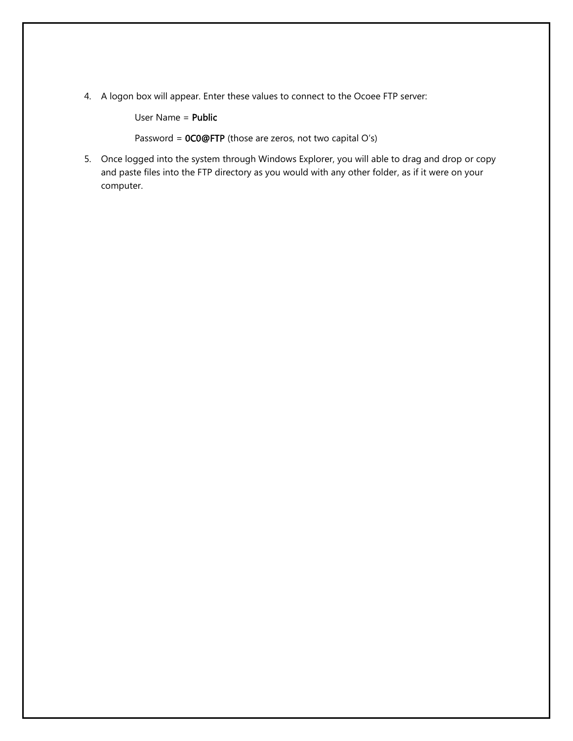4. A logon box will appear. Enter these values to connect to the Ocoee FTP server:

   User Name = **Public**

   Password = **0C0@FTP** (those are zeros, not two capital O's)

5. Once logged into the system through Windows Explorer, you will able to drag and drop or copy and paste files into the FTP directory as you would with any other folder, as if it were on your computer.